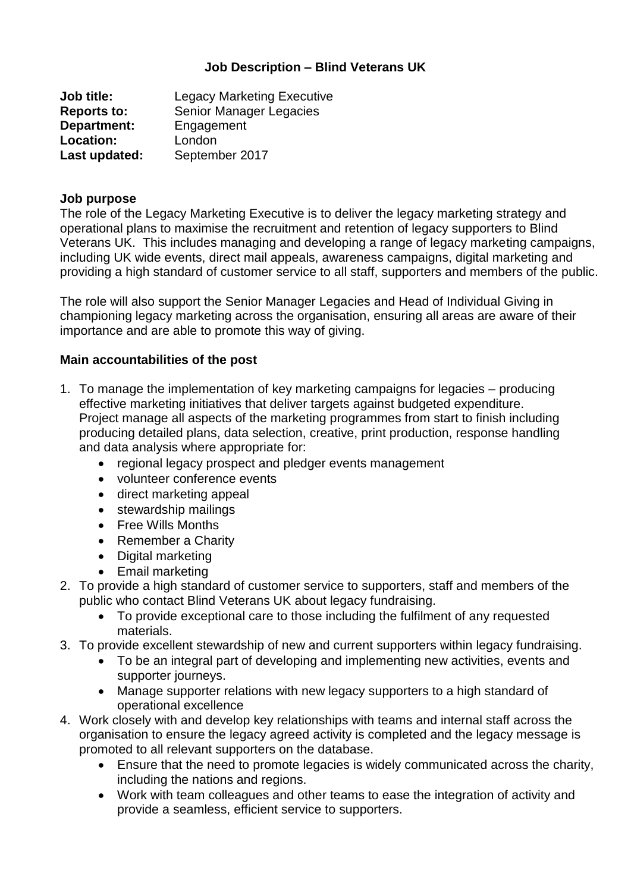# Job Description – Blind Veterans UK

**Job title:** Legacy Marketing Executive
**Reports to:** Senior Manager Legacies
**Department:** Engagement
**Location:** London
**Last updated:** September 2017

## Job purpose

The role of the Legacy Marketing Executive is to deliver the legacy marketing strategy and operational plans to maximise the recruitment and retention of legacy supporters to Blind Veterans UK. This includes managing and developing a range of legacy marketing campaigns, including UK wide events, direct mail appeals, awareness campaigns, digital marketing and providing a high standard of customer service to all staff, supporters and members of the public.

The role will also support the Senior Manager Legacies and Head of Individual Giving in championing legacy marketing across the organisation, ensuring all areas are aware of their importance and are able to promote this way of giving.

## Main accountabilities of the post

1. To manage the implementation of key marketing campaigns for legacies – producing effective marketing initiatives that deliver targets against budgeted expenditure. Project manage all aspects of the marketing programmes from start to finish including producing detailed plans, data selection, creative, print production, response handling and data analysis where appropriate for:
   - regional legacy prospect and pledger events management
   - volunteer conference events
   - direct marketing appeal
   - stewardship mailings
   - Free Wills Months
   - Remember a Charity
   - Digital marketing
   - Email marketing
2. To provide a high standard of customer service to supporters, staff and members of the public who contact Blind Veterans UK about legacy fundraising.
   - To provide exceptional care to those including the fulfilment of any requested materials.
3. To provide excellent stewardship of new and current supporters within legacy fundraising.
   - To be an integral part of developing and implementing new activities, events and supporter journeys.
   - Manage supporter relations with new legacy supporters to a high standard of operational excellence
4. Work closely with and develop key relationships with teams and internal staff across the organisation to ensure the legacy agreed activity is completed and the legacy message is promoted to all relevant supporters on the database.
   - Ensure that the need to promote legacies is widely communicated across the charity, including the nations and regions.
   - Work with team colleagues and other teams to ease the integration of activity and provide a seamless, efficient service to supporters.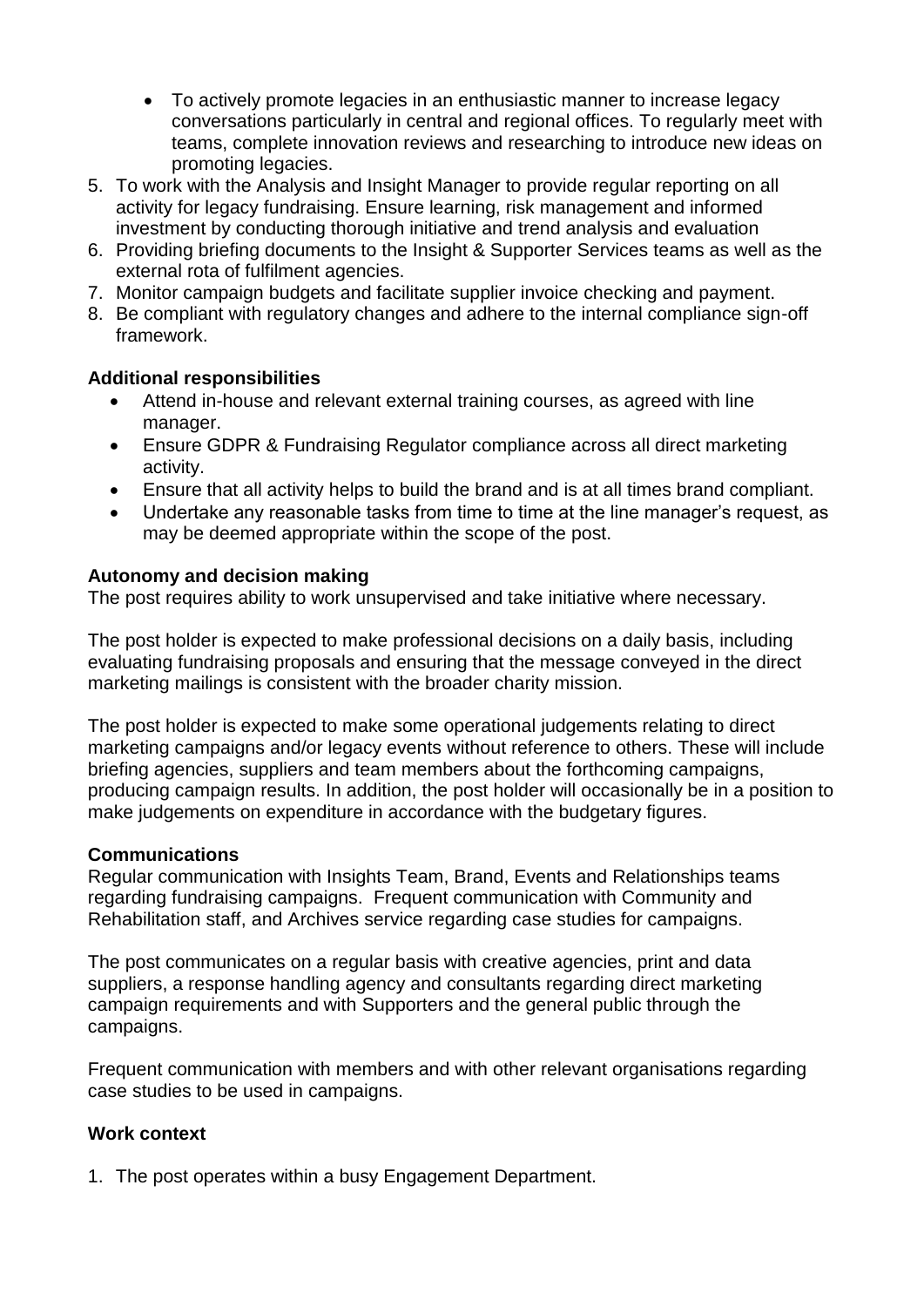- To actively promote legacies in an enthusiastic manner to increase legacy conversations particularly in central and regional offices. To regularly meet with teams, complete innovation reviews and researching to introduce new ideas on promoting legacies.

5. To work with the Analysis and Insight Manager to provide regular reporting on all activity for legacy fundraising. Ensure learning, risk management and informed investment by conducting thorough initiative and trend analysis and evaluation
6. Providing briefing documents to the Insight & Supporter Services teams as well as the external rota of fulfilment agencies.
7. Monitor campaign budgets and facilitate supplier invoice checking and payment.
8. Be compliant with regulatory changes and adhere to the internal compliance sign-off framework.

**Additional responsibilities**

- Attend in-house and relevant external training courses, as agreed with line manager.
- Ensure GDPR & Fundraising Regulator compliance across all direct marketing activity.
- Ensure that all activity helps to build the brand and is at all times brand compliant.
- Undertake any reasonable tasks from time to time at the line manager's request, as may be deemed appropriate within the scope of the post.

**Autonomy and decision making**

The post requires ability to work unsupervised and take initiative where necessary.

The post holder is expected to make professional decisions on a daily basis, including evaluating fundraising proposals and ensuring that the message conveyed in the direct marketing mailings is consistent with the broader charity mission.

The post holder is expected to make some operational judgements relating to direct marketing campaigns and/or legacy events without reference to others. These will include briefing agencies, suppliers and team members about the forthcoming campaigns, producing campaign results. In addition, the post holder will occasionally be in a position to make judgements on expenditure in accordance with the budgetary figures.

**Communications**

Regular communication with Insights Team, Brand, Events and Relationships teams regarding fundraising campaigns. Frequent communication with Community and Rehabilitation staff, and Archives service regarding case studies for campaigns.

The post communicates on a regular basis with creative agencies, print and data suppliers, a response handling agency and consultants regarding direct marketing campaign requirements and with Supporters and the general public through the campaigns.

Frequent communication with members and with other relevant organisations regarding case studies to be used in campaigns.

**Work context**

1. The post operates within a busy Engagement Department.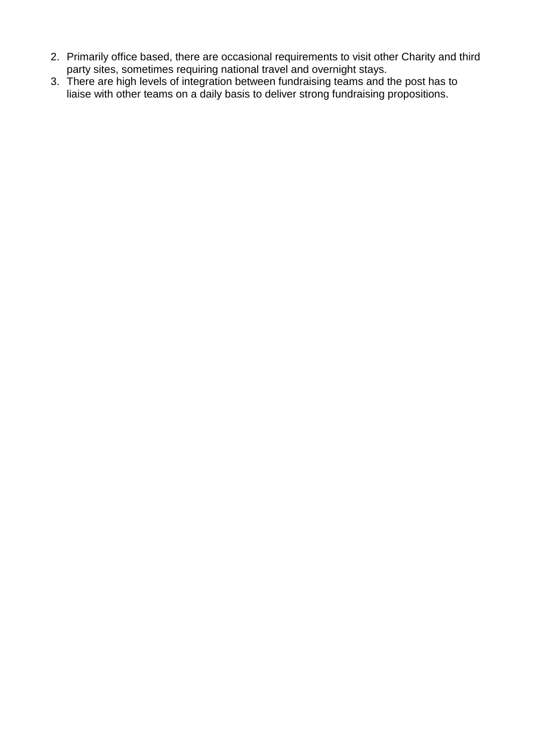2. Primarily office based, there are occasional requirements to visit other Charity and third party sites, sometimes requiring national travel and overnight stays.
3. There are high levels of integration between fundraising teams and the post has to liaise with other teams on a daily basis to deliver strong fundraising propositions.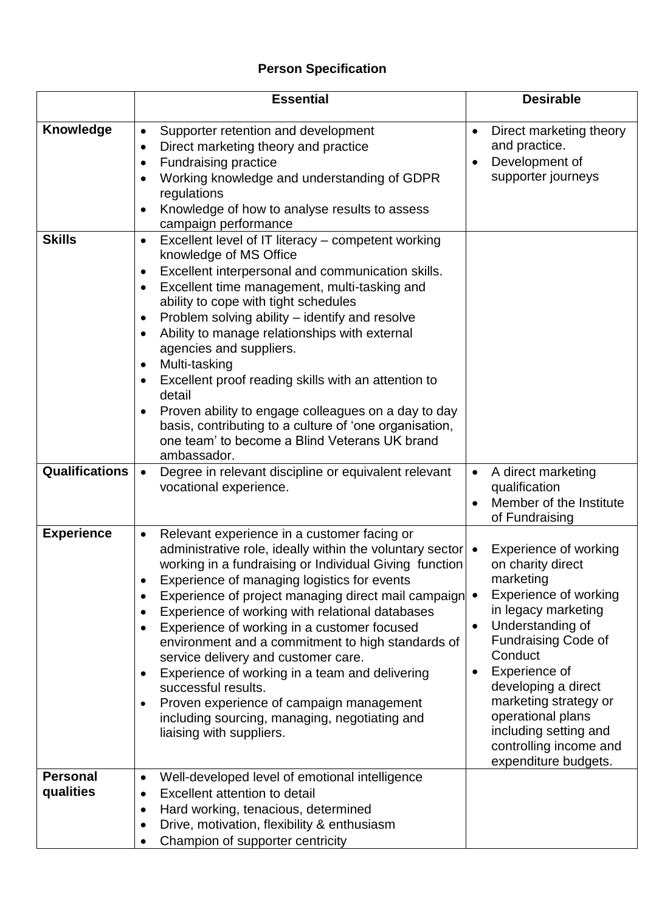# Person Specification

| | Essential | Desirable |
|---|---|---|
| **Knowledge** | • Supporter retention and development<br>• Direct marketing theory and practice<br>• Fundraising practice<br>• Working knowledge and understanding of GDPR regulations<br>• Knowledge of how to analyse results to assess campaign performance | • Direct marketing theory and practice.<br>• Development of supporter journeys |
| **Skills** | • Excellent level of IT literacy – competent working knowledge of MS Office<br>• Excellent interpersonal and communication skills.<br>• Excellent time management, multi-tasking and ability to cope with tight schedules<br>• Problem solving ability – identify and resolve<br>• Ability to manage relationships with external agencies and suppliers.<br>• Multi-tasking<br>• Excellent proof reading skills with an attention to detail<br>• Proven ability to engage colleagues on a day to day basis, contributing to a culture of 'one organisation, one team' to become a Blind Veterans UK brand ambassador. | |
| **Qualifications** | • Degree in relevant discipline or equivalent relevant vocational experience. | • A direct marketing qualification<br>• Member of the Institute of Fundraising |
| **Experience** | • Relevant experience in a customer facing or administrative role, ideally within the voluntary sector working in a fundraising or Individual Giving function<br>• Experience of managing logistics for events<br>• Experience of project managing direct mail campaign<br>• Experience of working with relational databases<br>• Experience of working in a customer focused environment and a commitment to high standards of service delivery and customer care.<br>• Experience of working in a team and delivering successful results.<br>• Proven experience of campaign management including sourcing, managing, negotiating and liaising with suppliers. | • Experience of working on charity direct marketing<br>• Experience of working in legacy marketing<br>• Understanding of Fundraising Code of Conduct<br>• Experience of developing a direct marketing strategy or operational plans including setting and controlling income and expenditure budgets. |
| **Personal qualities** | • Well-developed level of emotional intelligence<br>• Excellent attention to detail<br>• Hard working, tenacious, determined<br>• Drive, motivation, flexibility & enthusiasm<br>• Champion of supporter centricity | |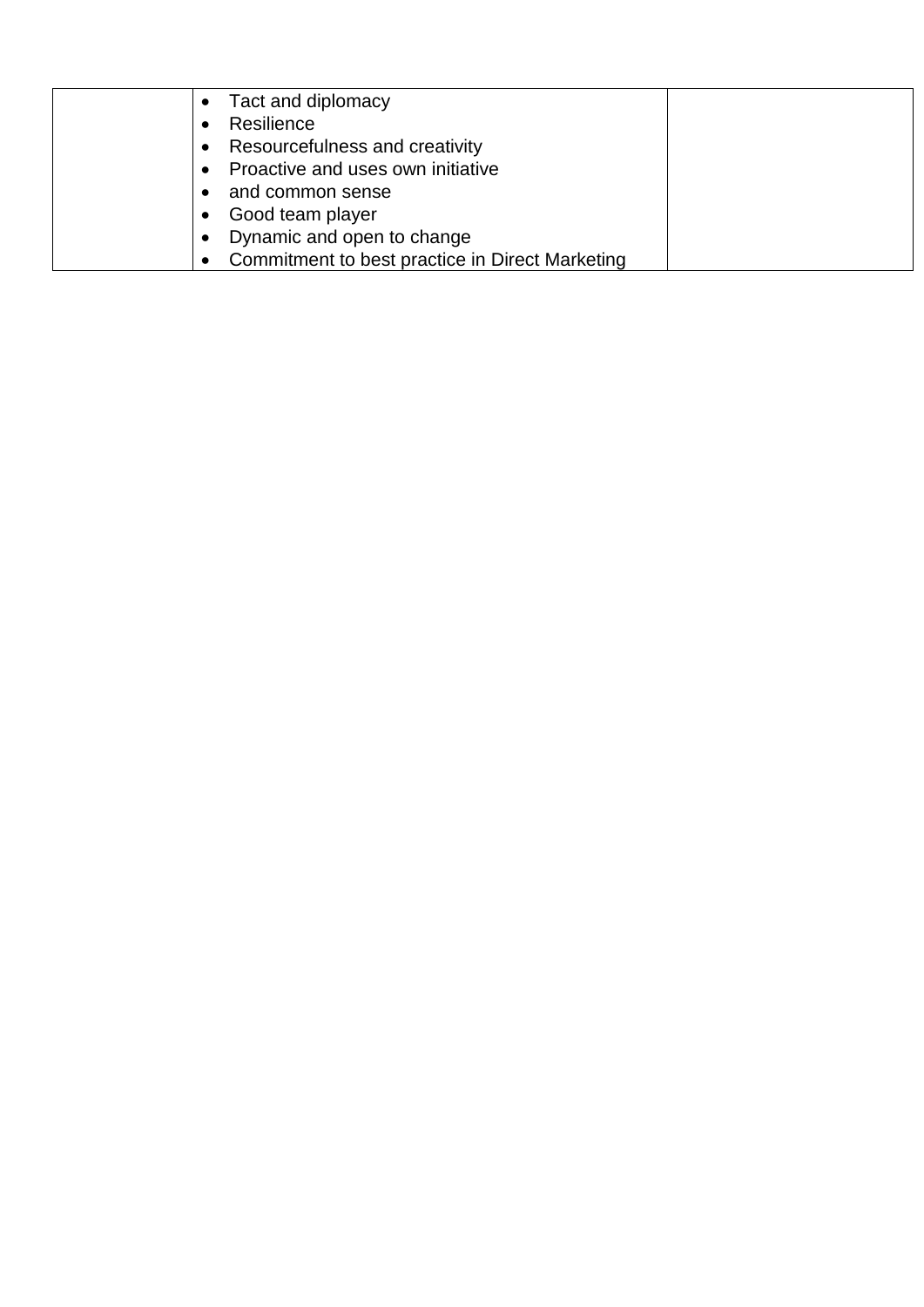| | | |
|---|---|---|
| | • Tact and diplomacy<br>• Resilience<br>• Resourcefulness and creativity<br>• Proactive and uses own initiative<br>• and common sense<br>• Good team player<br>• Dynamic and open to change<br>• Commitment to best practice in Direct Marketing | |